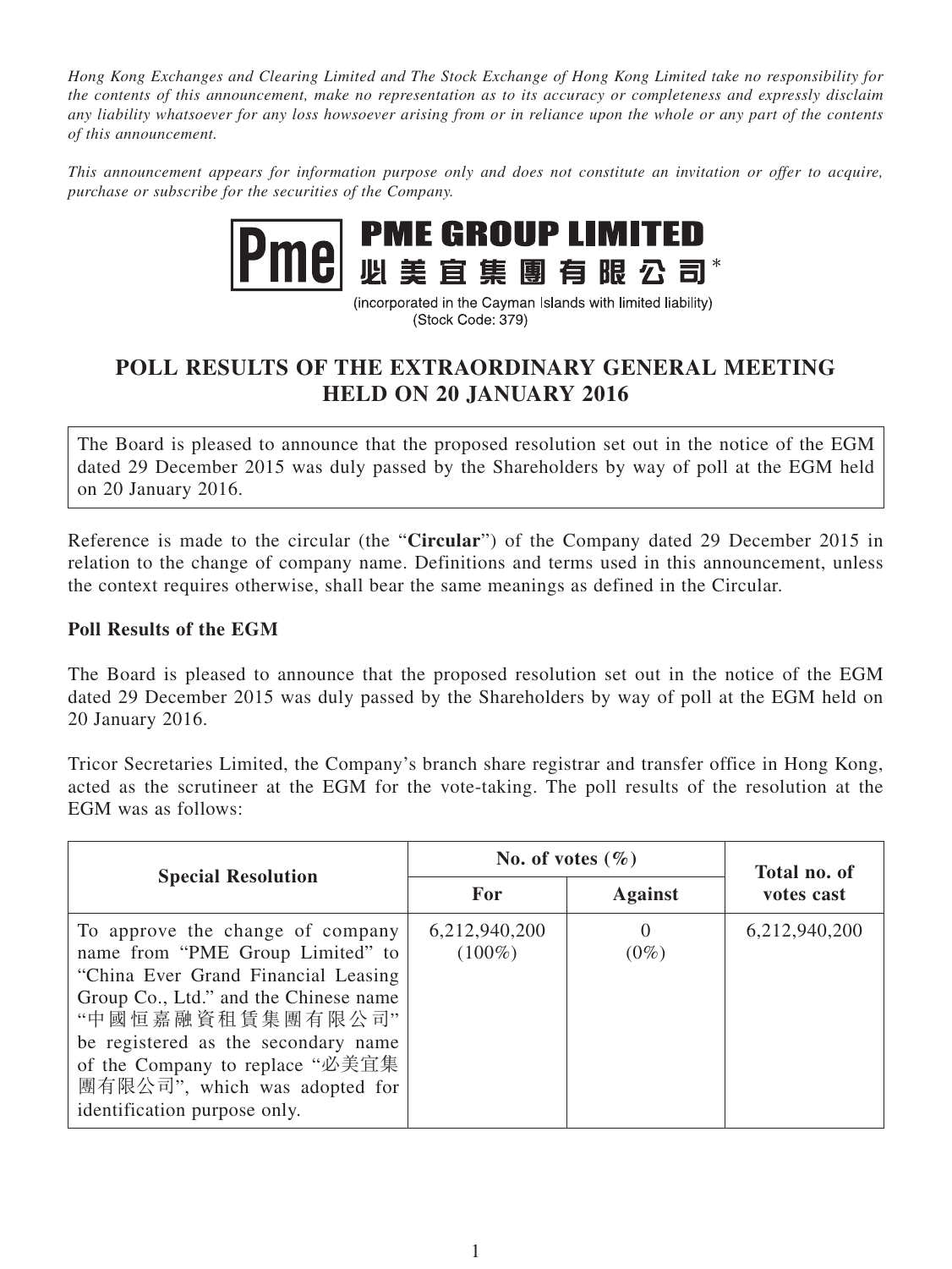*Hong Kong Exchanges and Clearing Limited and The Stock Exchange of Hong Kong Limited take no responsibility for the contents of this announcement, make no representation as to its accuracy or completeness and expressly disclaim any liability whatsoever for any loss howsoever arising from or in reliance upon the whole or any part of the contents of this announcement.*

*This announcement appears for information purpose only and does not constitute an invitation or offer to acquire, purchase or subscribe for the securities of the Company.*

# PME GROUP LIMITED
# 必美宜集團有限公司*

(incorporated in the Cayman Islands with limited liability)
(Stock Code: 379)

## POLL RESULTS OF THE EXTRAORDINARY GENERAL MEETING HELD ON 20 JANUARY 2016

The Board is pleased to announce that the proposed resolution set out in the notice of the EGM dated 29 December 2015 was duly passed by the Shareholders by way of poll at the EGM held on 20 January 2016.

Reference is made to the circular (the "**Circular**") of the Company dated 29 December 2015 in relation to the change of company name. Definitions and terms used in this announcement, unless the context requires otherwise, shall bear the same meanings as defined in the Circular.

**Poll Results of the EGM**

The Board is pleased to announce that the proposed resolution set out in the notice of the EGM dated 29 December 2015 was duly passed by the Shareholders by way of poll at the EGM held on 20 January 2016.

Tricor Secretaries Limited, the Company's branch share registrar and transfer office in Hong Kong, acted as the scrutineer at the EGM for the vote-taking. The poll results of the resolution at the EGM was as follows:

| Special Resolution | No. of votes (%) | | Total no. of votes cast |
|---|---|---|---|
| | For | Against | |
| To approve the change of company name from "PME Group Limited" to "China Ever Grand Financial Leasing Group Co., Ltd." and the Chinese name "中國恒嘉融資租賃集團有限公司" be registered as the secondary name of the Company to replace "必美宜集團有限公司", which was adopted for identification purpose only. | 6,212,940,200 (100%) | 0 (0%) | 6,212,940,200 |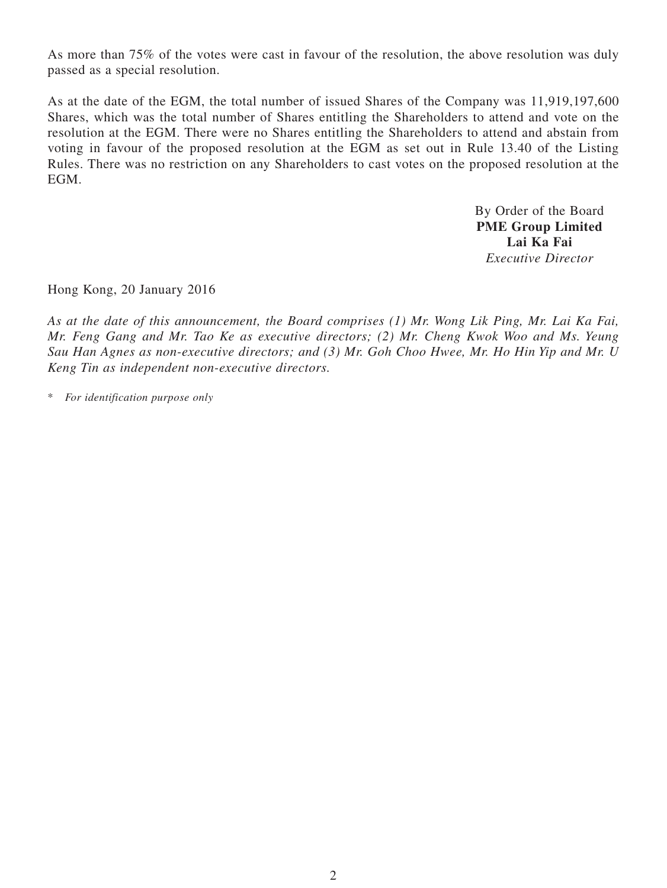As more than 75% of the votes were cast in favour of the resolution, the above resolution was duly passed as a special resolution.

As at the date of the EGM, the total number of issued Shares of the Company was 11,919,197,600 Shares, which was the total number of Shares entitling the Shareholders to attend and vote on the resolution at the EGM. There were no Shares entitling the Shareholders to attend and abstain from voting in favour of the proposed resolution at the EGM as set out in Rule 13.40 of the Listing Rules. There was no restriction on any Shareholders to cast votes on the proposed resolution at the EGM.

By Order of the Board
**PME Group Limited**
**Lai Ka Fai**
*Executive Director*

Hong Kong, 20 January 2016

*As at the date of this announcement, the Board comprises (1) Mr. Wong Lik Ping, Mr. Lai Ka Fai, Mr. Feng Gang and Mr. Tao Ke as executive directors; (2) Mr. Cheng Kwok Woo and Ms. Yeung Sau Han Agnes as non-executive directors; and (3) Mr. Goh Choo Hwee, Mr. Ho Hin Yip and Mr. U Keng Tin as independent non-executive directors.*

\* *For identification purpose only*